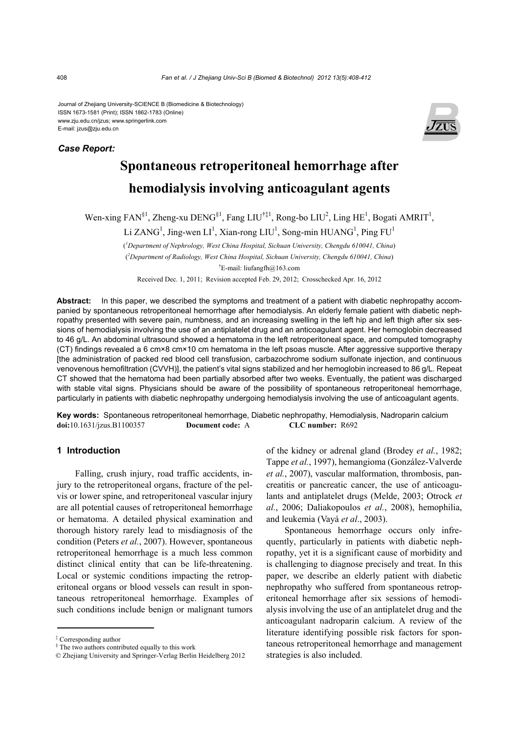Journal of Zhejiang University-SCIENCE B (Biomedicine & Biotechnology)
ISSN 1673-1581 (Print); ISSN 1862-1783 (Online)
www.zju.edu.cn/jzus; www.springerlink.com
E-mail: jzus@zju.edu.cn

***Case Report:***

# Spontaneous retroperitoneal hemorrhage after hemodialysis involving anticoagulant agents

Wen-xing FAN[§1], Zheng-xu DENG[§1], Fang LIU[†‡1], Rong-bo LIU[2], Ling HE[1], Bogati AMRIT[1], Li ZANG[1], Jing-wen LI[1], Xian-rong LIU[1], Song-min HUANG[1], Ping FU[1]

([1]Department of Nephrology, West China Hospital, Sichuan University, Chengdu 610041, China)

([2]Department of Radiology, West China Hospital, Sichuan University, Chengdu 610041, China)

[†]E-mail: liufangfh@163.com

Received Dec. 1, 2011; Revision accepted Feb. 29, 2012; Crosschecked Apr. 16, 2012

**Abstract:** In this paper, we described the symptoms and treatment of a patient with diabetic nephropathy accompanied by spontaneous retroperitoneal hemorrhage after hemodialysis. An elderly female patient with diabetic nephropathy presented with severe pain, numbness, and an increasing swelling in the left hip and left thigh after six sessions of hemodialysis involving the use of an antiplatelet drug and an anticoagulant agent. Her hemoglobin decreased to 46 g/L. An abdominal ultrasound showed a hematoma in the left retroperitoneal space, and computed tomography (CT) findings revealed a 6 cm×8 cm×10 cm hematoma in the left psoas muscle. After aggressive supportive therapy [the administration of packed red blood cell transfusion, carbazochrome sodium sulfonate injection, and continuous venovenous hemofiltration (CVVH)], the patient's vital signs stabilized and her hemoglobin increased to 86 g/L. Repeat CT showed that the hematoma had been partially absorbed after two weeks. Eventually, the patient was discharged with stable vital signs. Physicians should be aware of the possibility of spontaneous retroperitoneal hemorrhage, particularly in patients with diabetic nephropathy undergoing hemodialysis involving the use of anticoagulant agents.

**Key words:** Spontaneous retroperitoneal hemorrhage, Diabetic nephropathy, Hemodialysis, Nadroparin calcium
**doi:**10.1631/jzus.B1100357 **Document code:** A **CLC number:** R692

## 1 Introduction

Falling, crush injury, road traffic accidents, injury to the retroperitoneal organs, fracture of the pelvis or lower spine, and retroperitoneal vascular injury are all potential causes of retroperitoneal hemorrhage or hematoma. A detailed physical examination and thorough history rarely lead to misdiagnosis of the condition (Peters *et al.*, 2007). However, spontaneous retroperitoneal hemorrhage is a much less common distinct clinical entity that can be life-threatening. Local or systemic conditions impacting the retroperitoneal organs or blood vessels can result in spontaneous retroperitoneal hemorrhage. Examples of such conditions include benign or malignant tumors of the kidney or adrenal gland (Brodey *et al.*, 1982; Tappe *et al.*, 1997), hemangioma (González-Valverde *et al.*, 2007), vascular malformation, thrombosis, pancreatitis or pancreatic cancer, the use of anticoagulants and antiplatelet drugs (Melde, 2003; Otrock *et al.*, 2006; Daliakopoulos *et al.*, 2008), hemophilia, and leukemia (Vayá *et al.*, 2003).

Spontaneous hemorrhage occurs only infrequently, particularly in patients with diabetic nephropathy, yet it is a significant cause of morbidity and is challenging to diagnose precisely and treat. In this paper, we describe an elderly patient with diabetic nephropathy who suffered from spontaneous retroperitoneal hemorrhage after six sessions of hemodialysis involving the use of an antiplatelet drug and the anticoagulant nadroparin calcium. A review of the literature identifying possible risk factors for spontaneous retroperitoneal hemorrhage and management strategies is also included.

---

[‡] Corresponding author
[§] The two authors contributed equally to this work
© Zhejiang University and Springer-Verlag Berlin Heidelberg 2012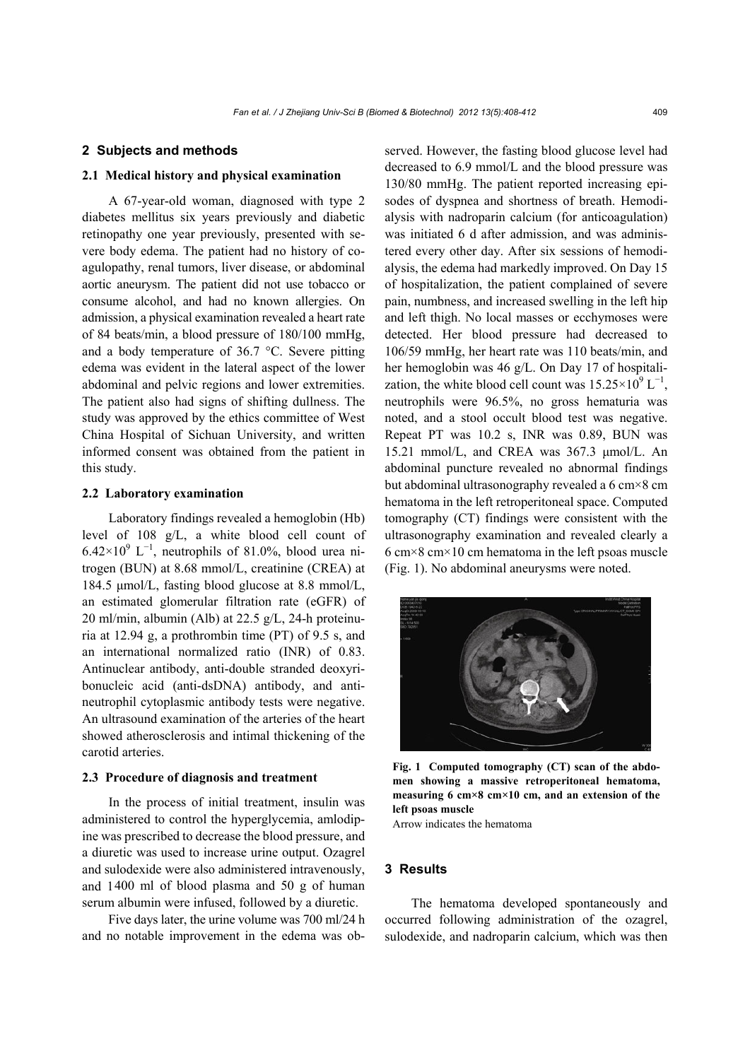## 2 Subjects and methods

### 2.1 Medical history and physical examination

A 67-year-old woman, diagnosed with type 2 diabetes mellitus six years previously and diabetic retinopathy one year previously, presented with severe body edema. The patient had no history of coagulopathy, renal tumors, liver disease, or abdominal aortic aneurysm. The patient did not use tobacco or consume alcohol, and had no known allergies. On admission, a physical examination revealed a heart rate of 84 beats/min, a blood pressure of 180/100 mmHg, and a body temperature of 36.7 °C. Severe pitting edema was evident in the lateral aspect of the lower abdominal and pelvic regions and lower extremities. The patient also had signs of shifting dullness. The study was approved by the ethics committee of West China Hospital of Sichuan University, and written informed consent was obtained from the patient in this study.

### 2.2 Laboratory examination

Laboratory findings revealed a hemoglobin (Hb) level of 108 g/L, a white blood cell count of $6.42\times10^9$ $L^{-1}$, neutrophils of 81.0%, blood urea nitrogen (BUN) at 8.68 mmol/L, creatinine (CREA) at 184.5 μmol/L, fasting blood glucose at 8.8 mmol/L, an estimated glomerular filtration rate (eGFR) of 20 ml/min, albumin (Alb) at 22.5 g/L, 24-h proteinuria at 12.94 g, a prothrombin time (PT) of 9.5 s, and an international normalized ratio (INR) of 0.83. Antinuclear antibody, anti-double stranded deoxyribonucleic acid (anti-dsDNA) antibody, and anti-neutrophil cytoplasmic antibody tests were negative. An ultrasound examination of the arteries of the heart showed atherosclerosis and intimal thickening of the carotid arteries.

### 2.3 Procedure of diagnosis and treatment

In the process of initial treatment, insulin was administered to control the hyperglycemia, amlodipine was prescribed to decrease the blood pressure, and a diuretic was used to increase urine output. Ozagrel and sulodexide were also administered intravenously, and 1400 ml of blood plasma and 50 g of human serum albumin were infused, followed by a diuretic.

Five days later, the urine volume was 700 ml/24 h and no notable improvement in the edema was observed. However, the fasting blood glucose level had decreased to 6.9 mmol/L and the blood pressure was 130/80 mmHg. The patient reported increasing episodes of dyspnea and shortness of breath. Hemodialysis with nadroparin calcium (for anticoagulation) was initiated 6 d after admission, and was administered every other day. After six sessions of hemodialysis, the edema had markedly improved. On Day 15 of hospitalization, the patient complained of severe pain, numbness, and increased swelling in the left hip and left thigh. No local masses or ecchymoses were detected. Her blood pressure had decreased to 106/59 mmHg, her heart rate was 110 beats/min, and her hemoglobin was 46 g/L. On Day 17 of hospitalization, the white blood cell count was $15.25\times10^9$ $L^{-1}$, neutrophils were 96.5%, no gross hematuria was noted, and a stool occult blood test was negative. Repeat PT was 10.2 s, INR was 0.89, BUN was 15.21 mmol/L, and CREA was 367.3 μmol/L. An abdominal puncture revealed no abnormal findings but abdominal ultrasonography revealed a 6 cm×8 cm hematoma in the left retroperitoneal space. Computed tomography (CT) findings were consistent with the ultrasonography examination and revealed clearly a 6 cm×8 cm×10 cm hematoma in the left psoas muscle (Fig. 1). No abdominal aneurysms were noted.

**Fig. 1 Computed tomography (CT) scan of the abdomen showing a massive retroperitoneal hematoma, measuring 6 cm×8 cm×10 cm, and an extension of the left psoas muscle**

Arrow indicates the hematoma

## 3 Results

The hematoma developed spontaneously and occurred following administration of the ozagrel, sulodexide, and nadroparin calcium, which was then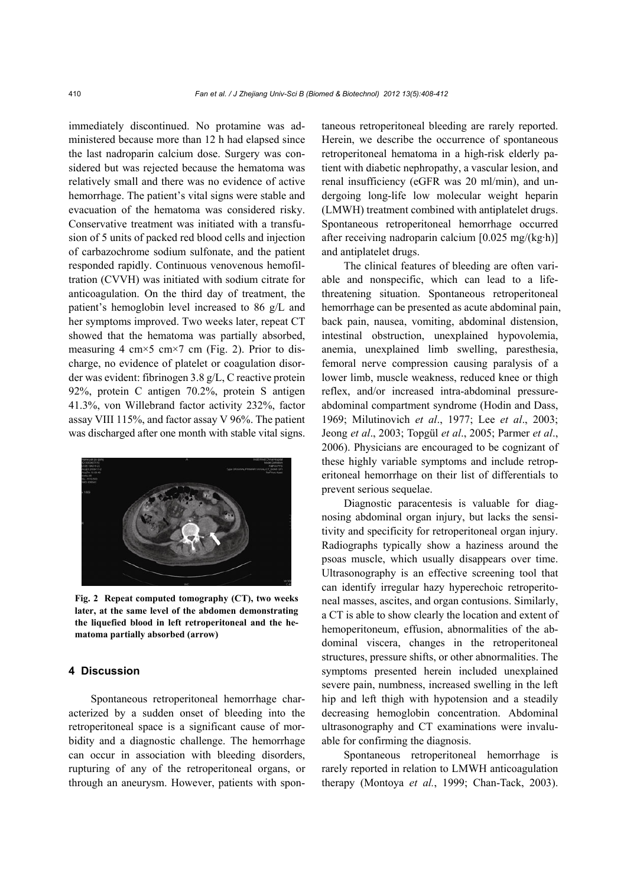immediately discontinued. No protamine was administered because more than 12 h had elapsed since the last nadroparin calcium dose. Surgery was considered but was rejected because the hematoma was relatively small and there was no evidence of active hemorrhage. The patient's vital signs were stable and evacuation of the hematoma was considered risky. Conservative treatment was initiated with a transfusion of 5 units of packed red blood cells and injection of carbazochrome sodium sulfonate, and the patient responded rapidly. Continuous venovenous hemofiltration (CVVH) was initiated with sodium citrate for anticoagulation. On the third day of treatment, the patient's hemoglobin level increased to 86 g/L and her symptoms improved. Two weeks later, repeat CT showed that the hematoma was partially absorbed, measuring 4 cm×5 cm×7 cm (Fig. 2). Prior to discharge, no evidence of platelet or coagulation disorder was evident: fibrinogen 3.8 g/L, C reactive protein 92%, protein C antigen 70.2%, protein S antigen 41.3%, von Willebrand factor activity 232%, factor assay VIII 115%, and factor assay V 96%. The patient was discharged after one month with stable vital signs.

**Fig. 2 Repeat computed tomography (CT), two weeks later, at the same level of the abdomen demonstrating the liquefied blood in left retroperitoneal and the hematoma partially absorbed (arrow)**

## 4 Discussion

Spontaneous retroperitoneal hemorrhage characterized by a sudden onset of bleeding into the retroperitoneal space is a significant cause of morbidity and a diagnostic challenge. The hemorrhage can occur in association with bleeding disorders, rupturing of any of the retroperitoneal organs, or through an aneurysm. However, patients with spontaneous retroperitoneal bleeding are rarely reported. Herein, we describe the occurrence of spontaneous retroperitoneal hematoma in a high-risk elderly patient with diabetic nephropathy, a vascular lesion, and renal insufficiency (eGFR was 20 ml/min), and undergoing long-life low molecular weight heparin (LMWH) treatment combined with antiplatelet drugs. Spontaneous retroperitoneal hemorrhage occurred after receiving nadroparin calcium [0.025 mg/(kg·h)] and antiplatelet drugs.

The clinical features of bleeding are often variable and nonspecific, which can lead to a life-threatening situation. Spontaneous retroperitoneal hemorrhage can be presented as acute abdominal pain, back pain, nausea, vomiting, abdominal distension, intestinal obstruction, unexplained hypovolemia, anemia, unexplained limb swelling, paresthesia, femoral nerve compression causing paralysis of a lower limb, muscle weakness, reduced knee or thigh reflex, and/or increased intra-abdominal pressure-abdominal compartment syndrome (Hodin and Dass, 1969; Milutinovich *et al*., 1977; Lee *et al*., 2003; Jeong *et al*., 2003; Topgül *et al*., 2005; Parmer *et al*., 2006). Physicians are encouraged to be cognizant of these highly variable symptoms and include retroperitoneal hemorrhage on their list of differentials to prevent serious sequelae.

Diagnostic paracentesis is valuable for diagnosing abdominal organ injury, but lacks the sensitivity and specificity for retroperitoneal organ injury. Radiographs typically show a haziness around the psoas muscle, which usually disappears over time. Ultrasonography is an effective screening tool that can identify irregular hazy hyperechoic retroperitoneal masses, ascites, and organ contusions. Similarly, a CT is able to show clearly the location and extent of hemoperitoneum, effusion, abnormalities of the abdominal viscera, changes in the retroperitoneal structures, pressure shifts, or other abnormalities. The symptoms presented herein included unexplained severe pain, numbness, increased swelling in the left hip and left thigh with hypotension and a steadily decreasing hemoglobin concentration. Abdominal ultrasonography and CT examinations were invaluable for confirming the diagnosis.

Spontaneous retroperitoneal hemorrhage is rarely reported in relation to LMWH anticoagulation therapy (Montoya *et al.*, 1999; Chan-Tack, 2003).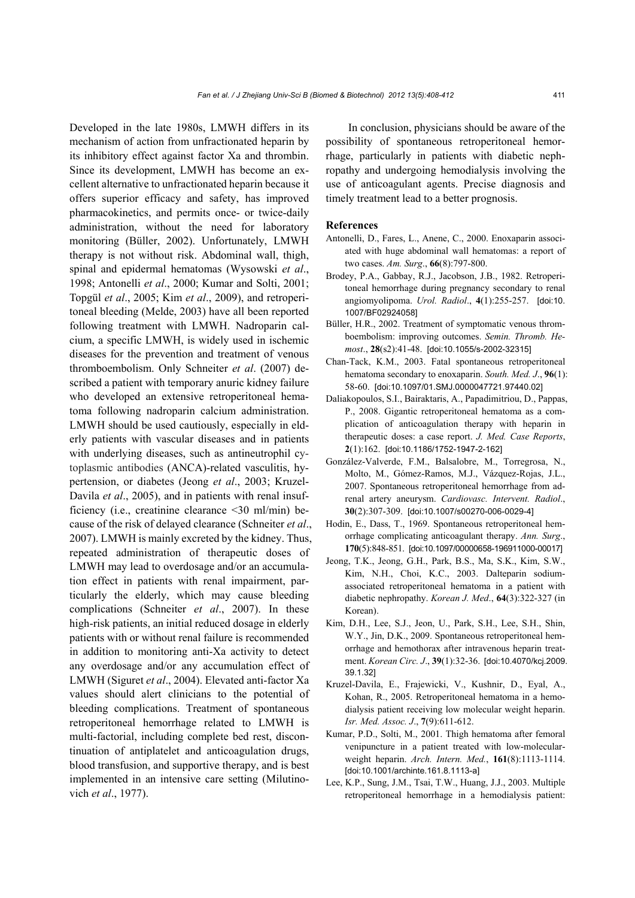Developed in the late 1980s, LMWH differs in its mechanism of action from unfractionated heparin by its inhibitory effect against factor Xa and thrombin. Since its development, LMWH has become an excellent alternative to unfractionated heparin because it offers superior efficacy and safety, has improved pharmacokinetics, and permits once- or twice-daily administration, without the need for laboratory monitoring (Büller, 2002). Unfortunately, LMWH therapy is not without risk. Abdominal wall, thigh, spinal and epidermal hematomas (Wysowski *et al*., 1998; Antonelli *et al*., 2000; Kumar and Solti, 2001; Topgül *et al*., 2005; Kim *et al*., 2009), and retroperitoneal bleeding (Melde, 2003) have all been reported following treatment with LMWH. Nadroparin calcium, a specific LMWH, is widely used in ischemic diseases for the prevention and treatment of venous thromboembolism. Only Schneiter *et al*. (2007) described a patient with temporary anuric kidney failure who developed an extensive retroperitoneal hematoma following nadroparin calcium administration. LMWH should be used cautiously, especially in elderly patients with vascular diseases and in patients with underlying diseases, such as antineutrophil cytoplasmic antibodies (ANCA)-related vasculitis, hypertension, or diabetes (Jeong *et al*., 2003; Kruzel-Davila *et al*., 2005), and in patients with renal insufficiency (i.e., creatinine clearance <30 ml/min) because of the risk of delayed clearance (Schneiter *et al*., 2007). LMWH is mainly excreted by the kidney. Thus, repeated administration of therapeutic doses of LMWH may lead to overdosage and/or an accumulation effect in patients with renal impairment, particularly the elderly, which may cause bleeding complications (Schneiter *et al*., 2007). In these high-risk patients, an initial reduced dosage in elderly patients with or without renal failure is recommended in addition to monitoring anti-Xa activity to detect any overdosage and/or any accumulation effect of LMWH (Siguret *et al*., 2004). Elevated anti-factor Xa values should alert clinicians to the potential of bleeding complications. Treatment of spontaneous retroperitoneal hemorrhage related to LMWH is multi-factorial, including complete bed rest, discontinuation of antiplatelet and anticoagulation drugs, blood transfusion, and supportive therapy, and is best implemented in an intensive care setting (Milutinovich *et al*., 1977).

In conclusion, physicians should be aware of the possibility of spontaneous retroperitoneal hemorrhage, particularly in patients with diabetic nephropathy and undergoing hemodialysis involving the use of anticoagulant agents. Precise diagnosis and timely treatment lead to a better prognosis.

## References

Antonelli, D., Fares, L., Anene, C., 2000. Enoxaparin associated with huge abdominal wall hematomas: a report of two cases. *Am. Surg*., **66**(8):797-800.

Brodey, P.A., Gabbay, R.J., Jacobson, J.B., 1982. Retroperitoneal hemorrhage during pregnancy secondary to renal angiomyolipoma. *Urol. Radiol*., **4**(1):255-257. [doi:10.1007/BF02924058]

Büller, H.R., 2002. Treatment of symptomatic venous thromboembolism: improving outcomes. *Semin. Thromb. Hemost*., **28**(s2):41-48. [doi:10.1055/s-2002-32315]

Chan-Tack, K.M., 2003. Fatal spontaneous retroperitoneal hematoma secondary to enoxaparin. *South. Med. J*., **96**(1): 58-60. [doi:10.1097/01.SMJ.0000047721.97440.02]

Daliakopoulos, S.I., Bairaktaris, A., Papadimitriou, D., Pappas, P., 2008. Gigantic retroperitoneal hematoma as a complication of anticoagulation therapy with heparin in therapeutic doses: a case report. *J. Med. Case Reports*, **2**(1):162. [doi:10.1186/1752-1947-2-162]

González-Valverde, F.M., Balsalobre, M., Torregrosa, N., Molto, M., Gómez-Ramos, M.J., Vázquez-Rojas, J.L., 2007. Spontaneous retroperitoneal hemorrhage from adrenal artery aneurysm. *Cardiovasc. Intervent. Radiol*., **30**(2):307-309. [doi:10.1007/s00270-006-0029-4]

Hodin, E., Dass, T., 1969. Spontaneous retroperitoneal hemorrhage complicating anticoagulant therapy. *Ann. Surg*., **170**(5):848-851. [doi:10.1097/00000658-196911000-00017]

Jeong, T.K., Jeong, G.H., Park, B.S., Ma, S.K., Kim, S.W., Kim, N.H., Choi, K.C., 2003. Dalteparin sodium-associated retroperitoneal hematoma in a patient with diabetic nephropathy. *Korean J. Med*., **64**(3):322-327 (in Korean).

Kim, D.H., Lee, S.J., Jeon, U., Park, S.H., Lee, S.H., Shin, W.Y., Jin, D.K., 2009. Spontaneous retroperitoneal hemorrhage and hemothorax after intravenous heparin treatment. *Korean Circ. J*., **39**(1):32-36. [doi:10.4070/kcj.2009.39.1.32]

Kruzel-Davila, E., Frajewicki, V., Kushnir, D., Eyal, A., Kohan, R., 2005. Retroperitoneal hematoma in a hemodialysis patient receiving low molecular weight heparin. *Isr. Med. Assoc. J*., **7**(9):611-612.

Kumar, P.D., Solti, M., 2001. Thigh hematoma after femoral venipuncture in a patient treated with low-molecular-weight heparin. *Arch. Intern. Med*., **161**(8):1113-1114. [doi:10.1001/archinte.161.8.1113-a]

Lee, K.P., Sung, J.M., Tsai, T.W., Huang, J.J., 2003. Multiple retroperitoneal hemorrhage in a hemodialysis patient: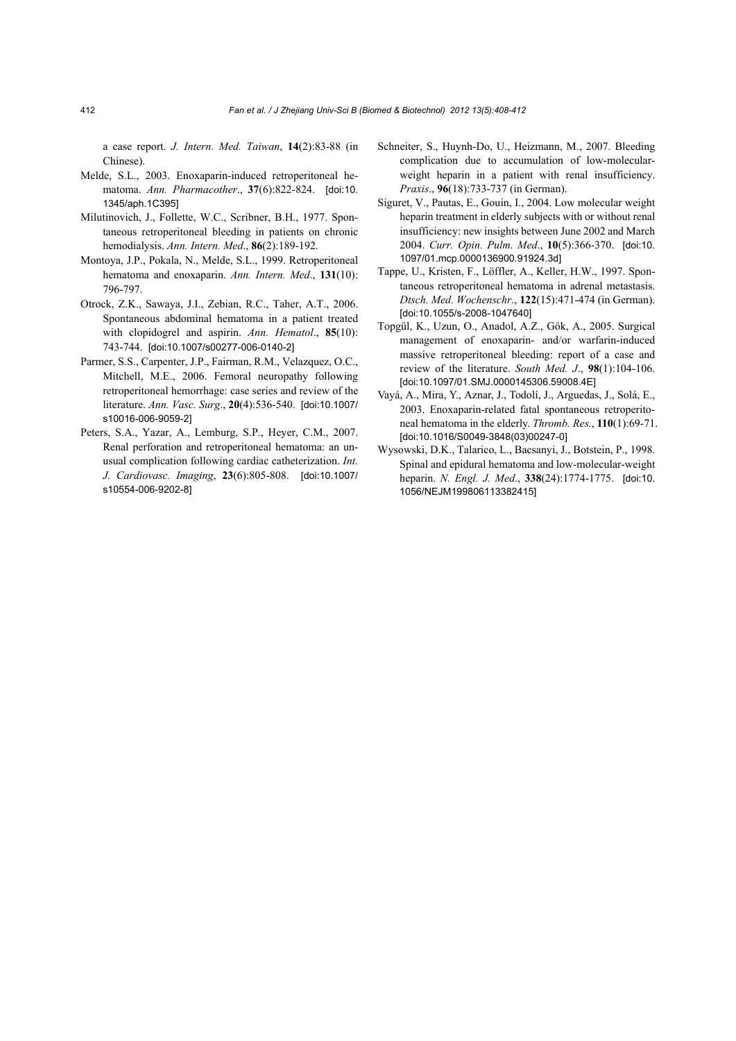a case report. *J. Intern. Med. Taiwan*, **14**(2):83-88 (in Chinese).

Melde, S.L., 2003. Enoxaparin-induced retroperitoneal hematoma. *Ann. Pharmacother*., **37**(6):822-824. [doi:10.1345/aph.1C395]

Milutinovich, J., Follette, W.C., Scribner, B.H., 1977. Spontaneous retroperitoneal bleeding in patients on chronic hemodialysis. *Ann. Intern. Med*., **86**(2):189-192.

Montoya, J.P., Pokala, N., Melde, S.L., 1999. Retroperitoneal hematoma and enoxaparin. *Ann. Intern. Med*., **131**(10):796-797.

Otrock, Z.K., Sawaya, J.I., Zebian, R.C., Taher, A.T., 2006. Spontaneous abdominal hematoma in a patient treated with clopidogrel and aspirin. *Ann. Hematol*., **85**(10):743-744. [doi:10.1007/s00277-006-0140-2]

Parmer, S.S., Carpenter, J.P., Fairman, R.M., Velazquez, O.C., Mitchell, M.E., 2006. Femoral neuropathy following retroperitoneal hemorrhage: case series and review of the literature. *Ann. Vasc. Surg*., **20**(4):536-540. [doi:10.1007/s10016-006-9059-2]

Peters, S.A., Yazar, A., Lemburg, S.P., Heyer, C.M., 2007. Renal perforation and retroperitoneal hematoma: an unusual complication following cardiac catheterization. *Int. J. Cardiovasc. Imaging*, **23**(6):805-808. [doi:10.1007/s10554-006-9202-8]

Schneiter, S., Huynh-Do, U., Heizmann, M., 2007. Bleeding complication due to accumulation of low-molecular-weight heparin in a patient with renal insufficiency. *Praxis*., **96**(18):733-737 (in German).

Siguret, V., Pautas, E., Gouin, I., 2004. Low molecular weight heparin treatment in elderly subjects with or without renal insufficiency: new insights between June 2002 and March 2004. *Curr. Opin. Pulm. Med*., **10**(5):366-370. [doi:10.1097/01.mcp.0000136900.91924.3d]

Tappe, U., Kristen, F., Löffler, A., Keller, H.W., 1997. Spontaneous retroperitoneal hematoma in adrenal metastasis. *Dtsch. Med. Wochenschr*., **122**(15):471-474 (in German). [doi:10.1055/s-2008-1047640]

Topgül, K., Uzun, O., Anadol, A.Z., Gök, A., 2005. Surgical management of enoxaparin- and/or warfarin-induced massive retroperitoneal bleeding: report of a case and review of the literature. *South Med. J*., **98**(1):104-106. [doi:10.1097/01.SMJ.0000145306.59008.4E]

Vayá, A., Mira, Y., Aznar, J., Todolí, J., Arguedas, J., Solá, E., 2003. Enoxaparin-related fatal spontaneous retroperitoneal hematoma in the elderly. *Thromb. Res.*, **110**(1):69-71. [doi:10.1016/S0049-3848(03)00247-0]

Wysowski, D.K., Talarico, L., Bacsanyi, J., Botstein, P., 1998. Spinal and epidural hematoma and low-molecular-weight heparin. *N. Engl. J. Med*., **338**(24):1774-1775. [doi:10.1056/NEJM199806113382415]